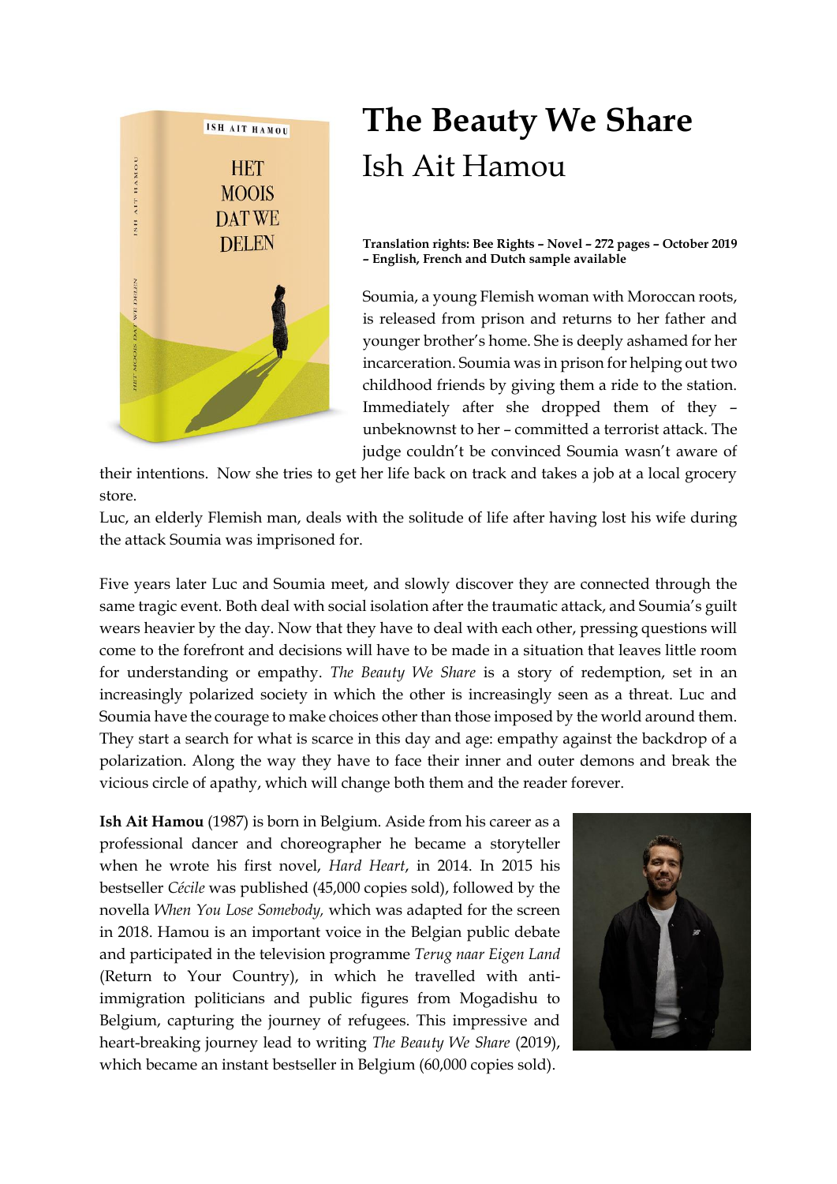# The Beauty We Share

## Ish Ait Hamou

**Translation rights: Bee Rights – Novel – 272 pages – October 2019 – English, French and Dutch sample available**

Soumia, a young Flemish woman with Moroccan roots, is released from prison and returns to her father and younger brother's home. She is deeply ashamed for her incarceration. Soumia was in prison for helping out two childhood friends by giving them a ride to the station. Immediately after she dropped them of they – unbeknownst to her – committed a terrorist attack. The judge couldn't be convinced Soumia wasn't aware of their intentions. Now she tries to get her life back on track and takes a job at a local grocery store.

Luc, an elderly Flemish man, deals with the solitude of life after having lost his wife during the attack Soumia was imprisoned for.

Five years later Luc and Soumia meet, and slowly discover they are connected through the same tragic event. Both deal with social isolation after the traumatic attack, and Soumia's guilt wears heavier by the day. Now that they have to deal with each other, pressing questions will come to the forefront and decisions will have to be made in a situation that leaves little room for understanding or empathy. *The Beauty We Share* is a story of redemption, set in an increasingly polarized society in which the other is increasingly seen as a threat. Luc and Soumia have the courage to make choices other than those imposed by the world around them. They start a search for what is scarce in this day and age: empathy against the backdrop of a polarization. Along the way they have to face their inner and outer demons and break the vicious circle of apathy, which will change both them and the reader forever.

**Ish Ait Hamou** (1987) is born in Belgium. Aside from his career as a professional dancer and choreographer he became a storyteller when he wrote his first novel, *Hard Heart*, in 2014. In 2015 his bestseller *Cécile* was published (45,000 copies sold), followed by the novella *When You Lose Somebody,* which was adapted for the screen in 2018. Hamou is an important voice in the Belgian public debate and participated in the television programme *Terug naar Eigen Land* (Return to Your Country), in which he travelled with anti-immigration politicians and public figures from Mogadishu to Belgium, capturing the journey of refugees. This impressive and heart-breaking journey lead to writing *The Beauty We Share* (2019), which became an instant bestseller in Belgium (60,000 copies sold).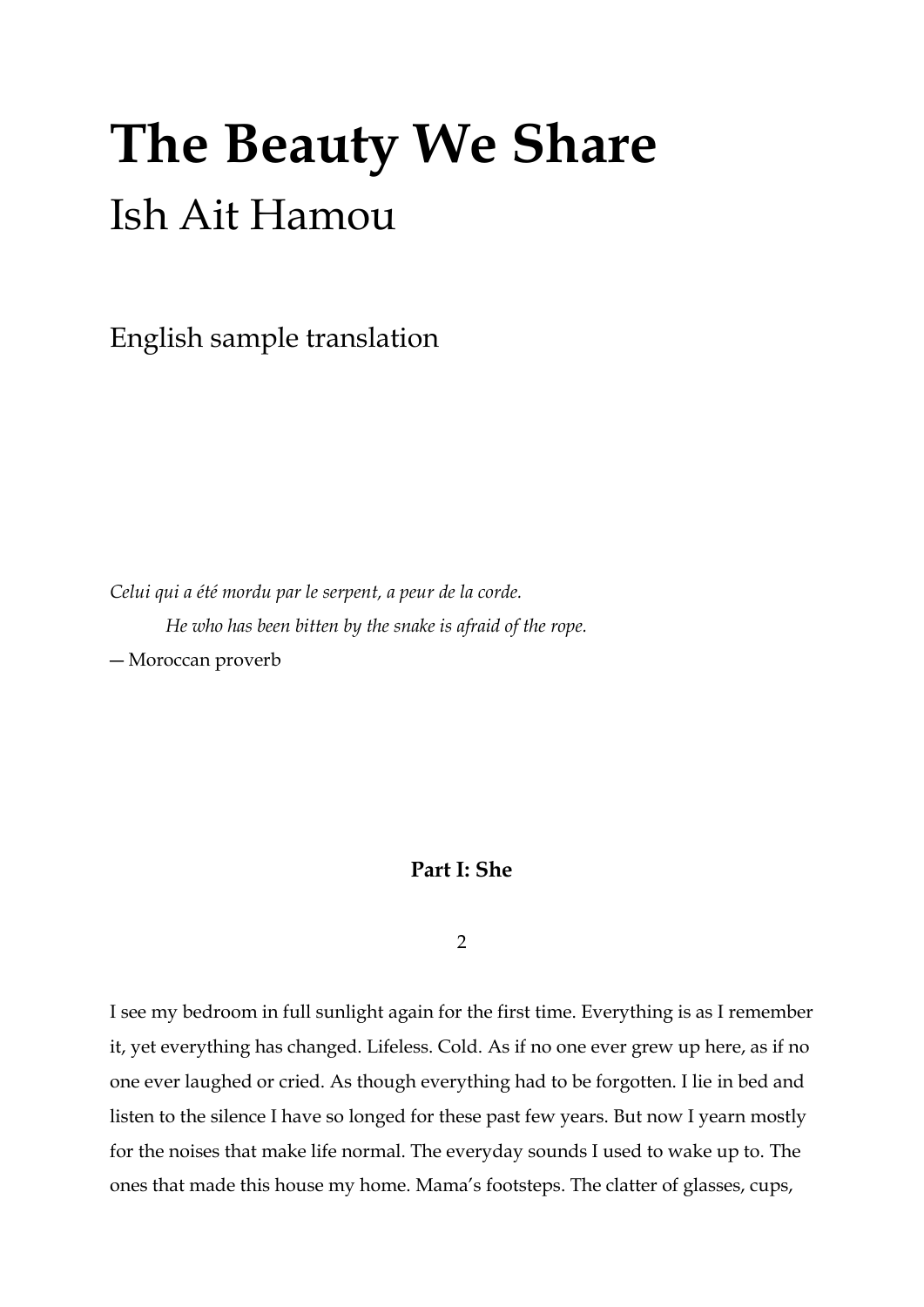# The Beauty We Share

## Ish Ait Hamou

English sample translation

*Celui qui a été mordu par le serpent, a peur de la corde.*

*He who has been bitten by the snake is afraid of the rope.*

— Moroccan proverb

### Part I: She

#### 2

I see my bedroom in full sunlight again for the first time. Everything is as I remember it, yet everything has changed. Lifeless. Cold. As if no one ever grew up here, as if no one ever laughed or cried. As though everything had to be forgotten. I lie in bed and listen to the silence I have so longed for these past few years. But now I yearn mostly for the noises that make life normal. The everyday sounds I used to wake up to. The ones that made this house my home. Mama's footsteps. The clatter of glasses, cups,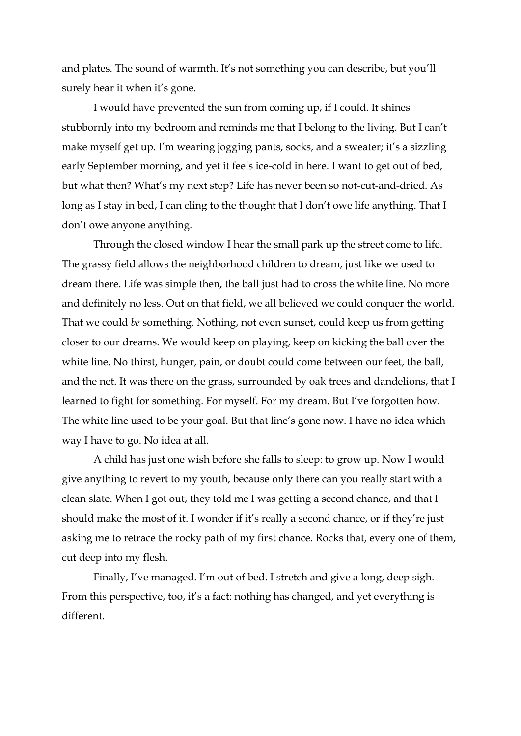and plates. The sound of warmth. It's not something you can describe, but you'll surely hear it when it's gone.

I would have prevented the sun from coming up, if I could. It shines stubbornly into my bedroom and reminds me that I belong to the living. But I can't make myself get up. I'm wearing jogging pants, socks, and a sweater; it's a sizzling early September morning, and yet it feels ice-cold in here. I want to get out of bed, but what then? What's my next step? Life has never been so not-cut-and-dried. As long as I stay in bed, I can cling to the thought that I don't owe life anything. That I don't owe anyone anything.

Through the closed window I hear the small park up the street come to life. The grassy field allows the neighborhood children to dream, just like we used to dream there. Life was simple then, the ball just had to cross the white line. No more and definitely no less. Out on that field, we all believed we could conquer the world. That we could *be* something. Nothing, not even sunset, could keep us from getting closer to our dreams. We would keep on playing, keep on kicking the ball over the white line. No thirst, hunger, pain, or doubt could come between our feet, the ball, and the net. It was there on the grass, surrounded by oak trees and dandelions, that I learned to fight for something. For myself. For my dream. But I've forgotten how. The white line used to be your goal. But that line's gone now. I have no idea which way I have to go. No idea at all.

A child has just one wish before she falls to sleep: to grow up. Now I would give anything to revert to my youth, because only there can you really start with a clean slate. When I got out, they told me I was getting a second chance, and that I should make the most of it. I wonder if it's really a second chance, or if they're just asking me to retrace the rocky path of my first chance. Rocks that, every one of them, cut deep into my flesh.

Finally, I've managed. I'm out of bed. I stretch and give a long, deep sigh. From this perspective, too, it's a fact: nothing has changed, and yet everything is different.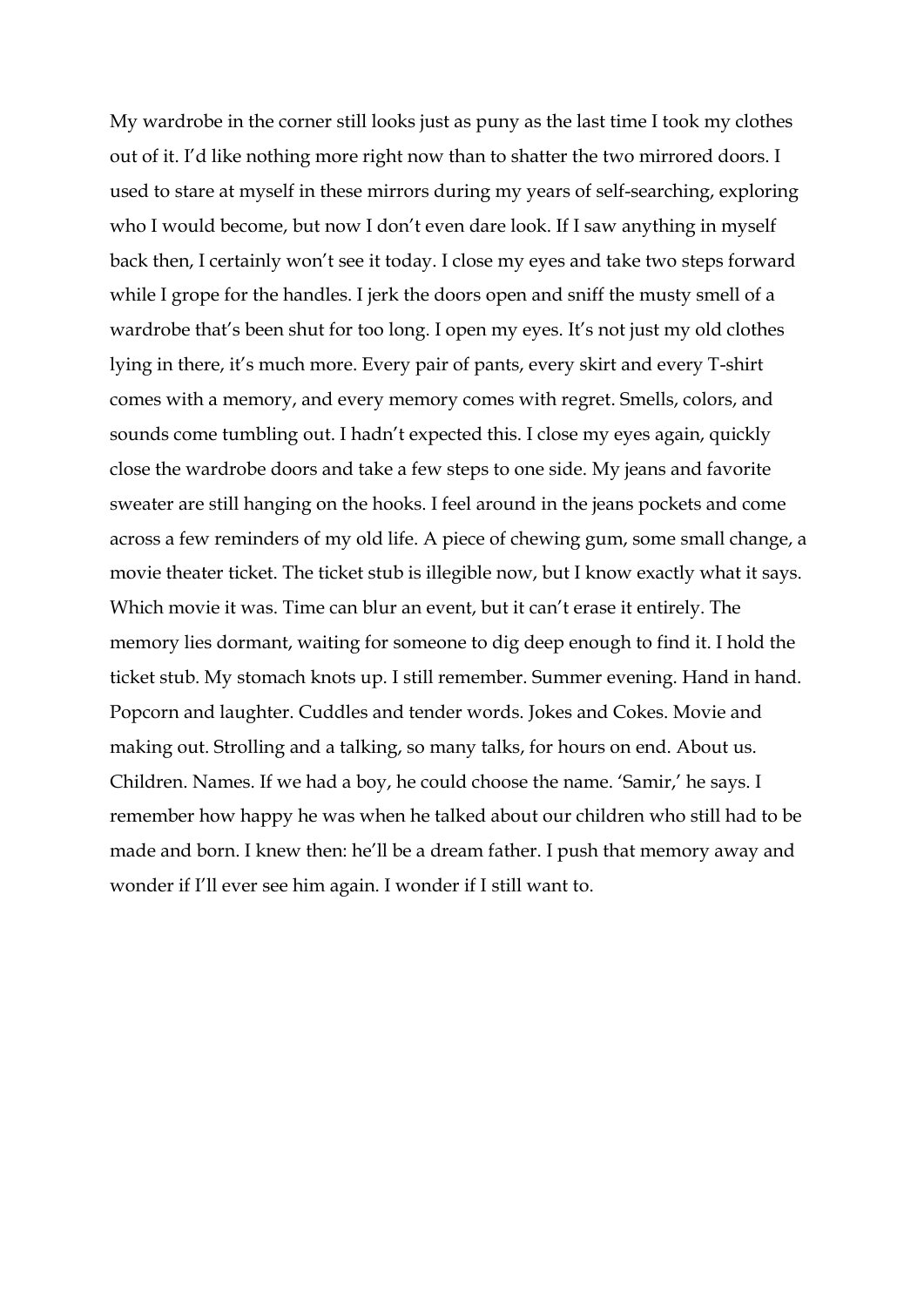My wardrobe in the corner still looks just as puny as the last time I took my clothes out of it. I'd like nothing more right now than to shatter the two mirrored doors. I used to stare at myself in these mirrors during my years of self-searching, exploring who I would become, but now I don't even dare look. If I saw anything in myself back then, I certainly won't see it today. I close my eyes and take two steps forward while I grope for the handles. I jerk the doors open and sniff the musty smell of a wardrobe that's been shut for too long. I open my eyes. It's not just my old clothes lying in there, it's much more. Every pair of pants, every skirt and every T-shirt comes with a memory, and every memory comes with regret. Smells, colors, and sounds come tumbling out. I hadn't expected this. I close my eyes again, quickly close the wardrobe doors and take a few steps to one side. My jeans and favorite sweater are still hanging on the hooks. I feel around in the jeans pockets and come across a few reminders of my old life. A piece of chewing gum, some small change, a movie theater ticket. The ticket stub is illegible now, but I know exactly what it says. Which movie it was. Time can blur an event, but it can't erase it entirely. The memory lies dormant, waiting for someone to dig deep enough to find it. I hold the ticket stub. My stomach knots up. I still remember. Summer evening. Hand in hand. Popcorn and laughter. Cuddles and tender words. Jokes and Cokes. Movie and making out. Strolling and a talking, so many talks, for hours on end. About us. Children. Names. If we had a boy, he could choose the name. 'Samir,' he says. I remember how happy he was when he talked about our children who still had to be made and born. I knew then: he'll be a dream father. I push that memory away and wonder if I'll ever see him again. I wonder if I still want to.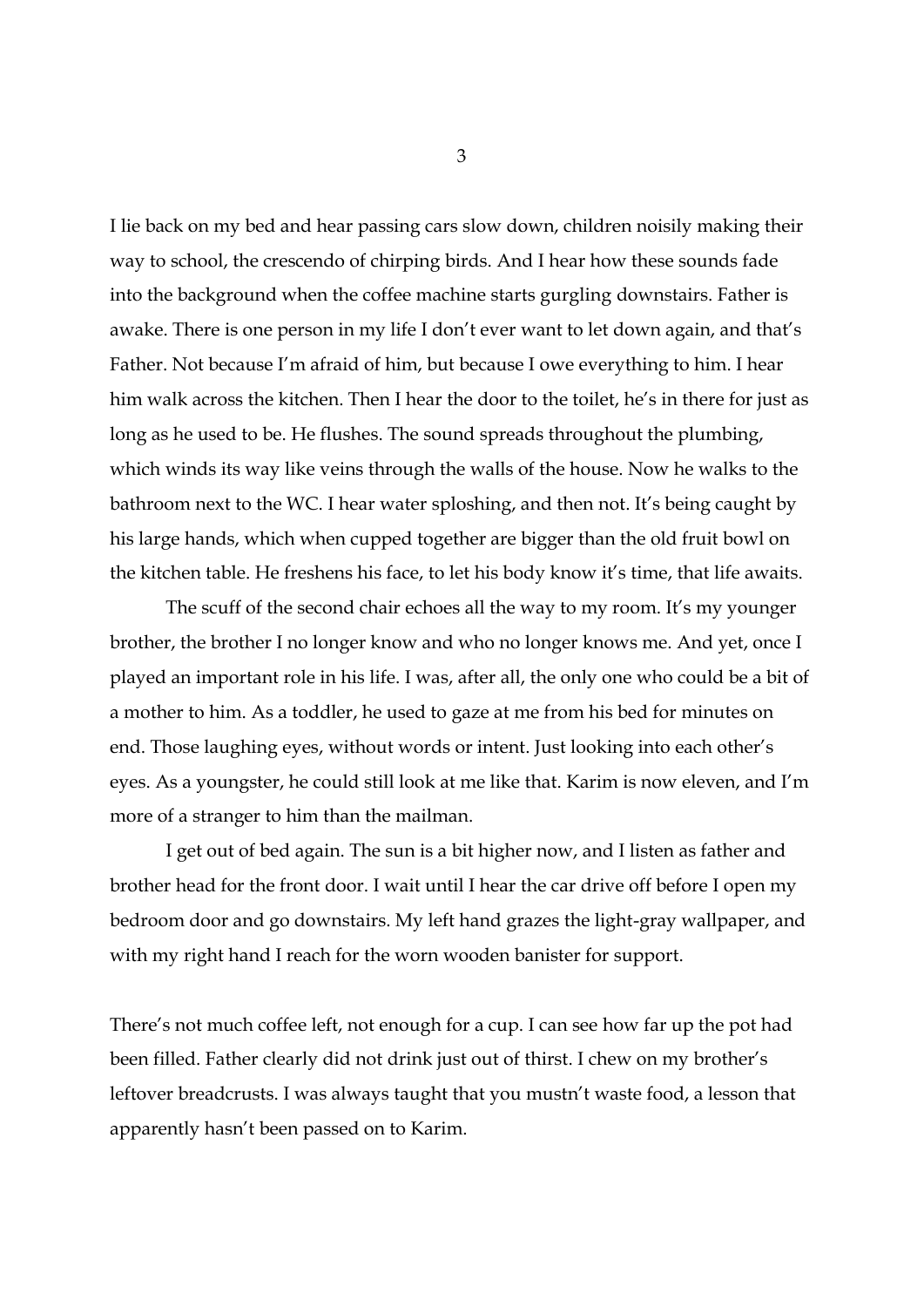I lie back on my bed and hear passing cars slow down, children noisily making their way to school, the crescendo of chirping birds. And I hear how these sounds fade into the background when the coffee machine starts gurgling downstairs. Father is awake. There is one person in my life I don't ever want to let down again, and that's Father. Not because I'm afraid of him, but because I owe everything to him. I hear him walk across the kitchen. Then I hear the door to the toilet, he's in there for just as long as he used to be. He flushes. The sound spreads throughout the plumbing, which winds its way like veins through the walls of the house. Now he walks to the bathroom next to the WC. I hear water sploshing, and then not. It's being caught by his large hands, which when cupped together are bigger than the old fruit bowl on the kitchen table. He freshens his face, to let his body know it's time, that life awaits.

The scuff of the second chair echoes all the way to my room. It's my younger brother, the brother I no longer know and who no longer knows me. And yet, once I played an important role in his life. I was, after all, the only one who could be a bit of a mother to him. As a toddler, he used to gaze at me from his bed for minutes on end. Those laughing eyes, without words or intent. Just looking into each other's eyes. As a youngster, he could still look at me like that. Karim is now eleven, and I'm more of a stranger to him than the mailman.

I get out of bed again. The sun is a bit higher now, and I listen as father and brother head for the front door. I wait until I hear the car drive off before I open my bedroom door and go downstairs. My left hand grazes the light-gray wallpaper, and with my right hand I reach for the worn wooden banister for support.

There's not much coffee left, not enough for a cup. I can see how far up the pot had been filled. Father clearly did not drink just out of thirst. I chew on my brother's leftover breadcrusts. I was always taught that you mustn't waste food, a lesson that apparently hasn't been passed on to Karim.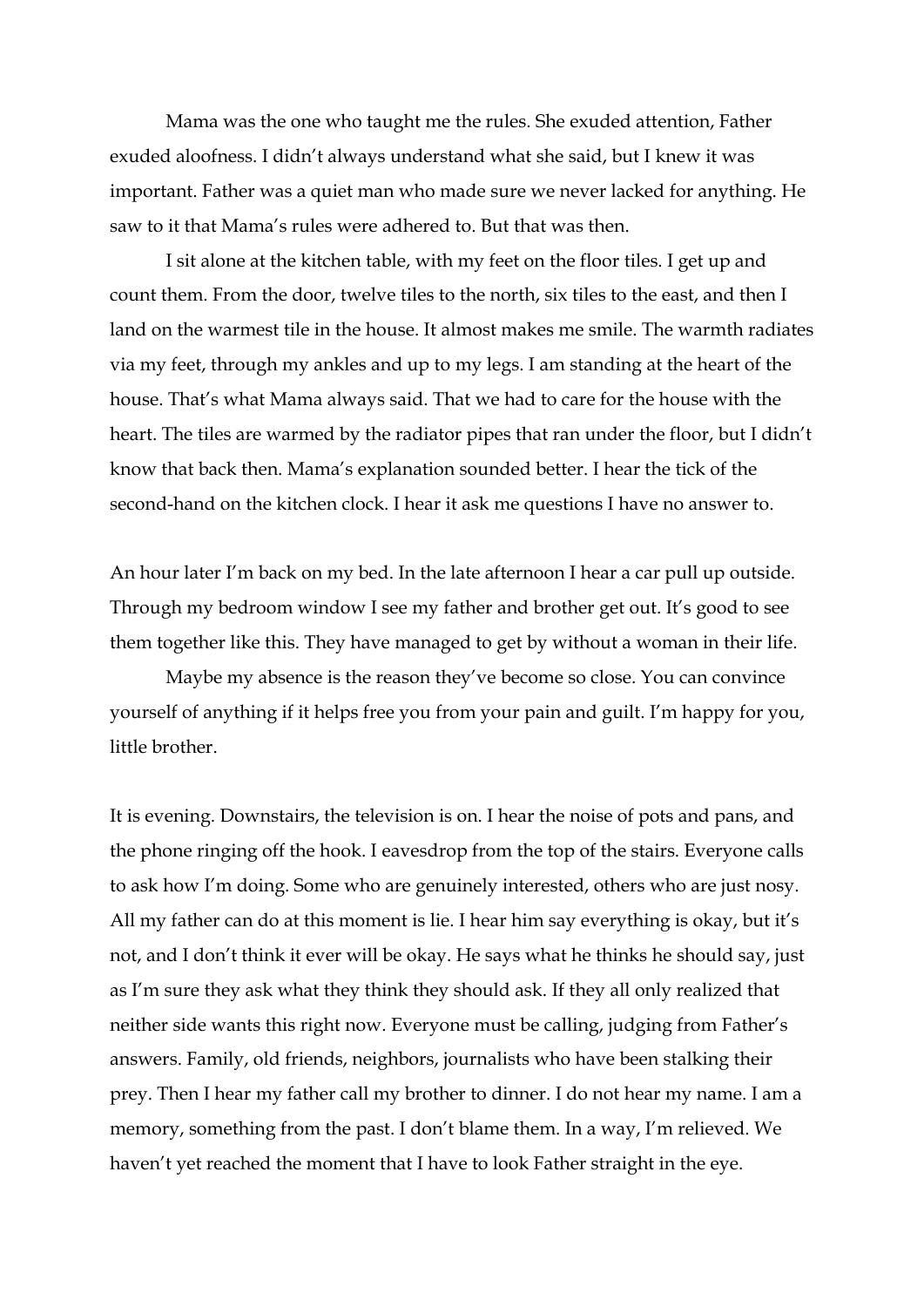Mama was the one who taught me the rules. She exuded attention, Father exuded aloofness. I didn't always understand what she said, but I knew it was important. Father was a quiet man who made sure we never lacked for anything. He saw to it that Mama's rules were adhered to. But that was then.

I sit alone at the kitchen table, with my feet on the floor tiles. I get up and count them. From the door, twelve tiles to the north, six tiles to the east, and then I land on the warmest tile in the house. It almost makes me smile. The warmth radiates via my feet, through my ankles and up to my legs. I am standing at the heart of the house. That's what Mama always said. That we had to care for the house with the heart. The tiles are warmed by the radiator pipes that ran under the floor, but I didn't know that back then. Mama's explanation sounded better. I hear the tick of the second-hand on the kitchen clock. I hear it ask me questions I have no answer to.

An hour later I'm back on my bed. In the late afternoon I hear a car pull up outside. Through my bedroom window I see my father and brother get out. It's good to see them together like this. They have managed to get by without a woman in their life.

Maybe my absence is the reason they've become so close. You can convince yourself of anything if it helps free you from your pain and guilt. I'm happy for you, little brother.

It is evening. Downstairs, the television is on. I hear the noise of pots and pans, and the phone ringing off the hook. I eavesdrop from the top of the stairs. Everyone calls to ask how I'm doing. Some who are genuinely interested, others who are just nosy. All my father can do at this moment is lie. I hear him say everything is okay, but it's not, and I don't think it ever will be okay. He says what he thinks he should say, just as I'm sure they ask what they think they should ask. If they all only realized that neither side wants this right now. Everyone must be calling, judging from Father's answers. Family, old friends, neighbors, journalists who have been stalking their prey. Then I hear my father call my brother to dinner. I do not hear my name. I am a memory, something from the past. I don't blame them. In a way, I'm relieved. We haven't yet reached the moment that I have to look Father straight in the eye.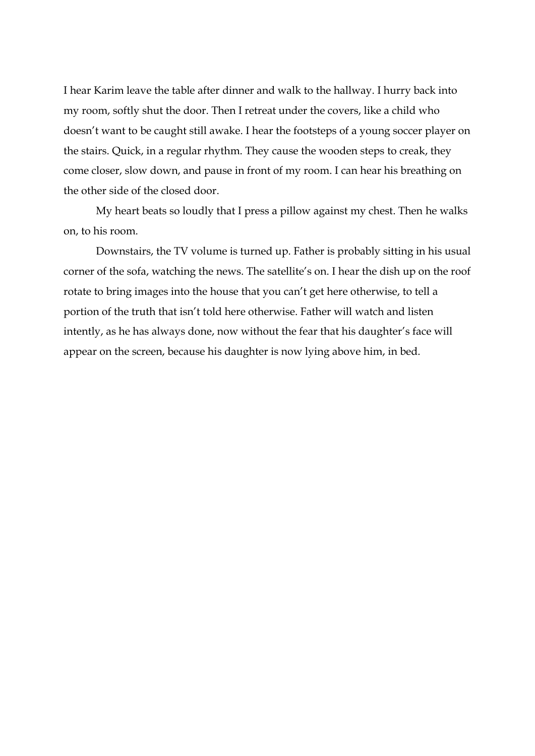I hear Karim leave the table after dinner and walk to the hallway. I hurry back into my room, softly shut the door. Then I retreat under the covers, like a child who doesn't want to be caught still awake. I hear the footsteps of a young soccer player on the stairs. Quick, in a regular rhythm. They cause the wooden steps to creak, they come closer, slow down, and pause in front of my room. I can hear his breathing on the other side of the closed door.

My heart beats so loudly that I press a pillow against my chest. Then he walks on, to his room.

Downstairs, the TV volume is turned up. Father is probably sitting in his usual corner of the sofa, watching the news. The satellite's on. I hear the dish up on the roof rotate to bring images into the house that you can't get here otherwise, to tell a portion of the truth that isn't told here otherwise. Father will watch and listen intently, as he has always done, now without the fear that his daughter's face will appear on the screen, because his daughter is now lying above him, in bed.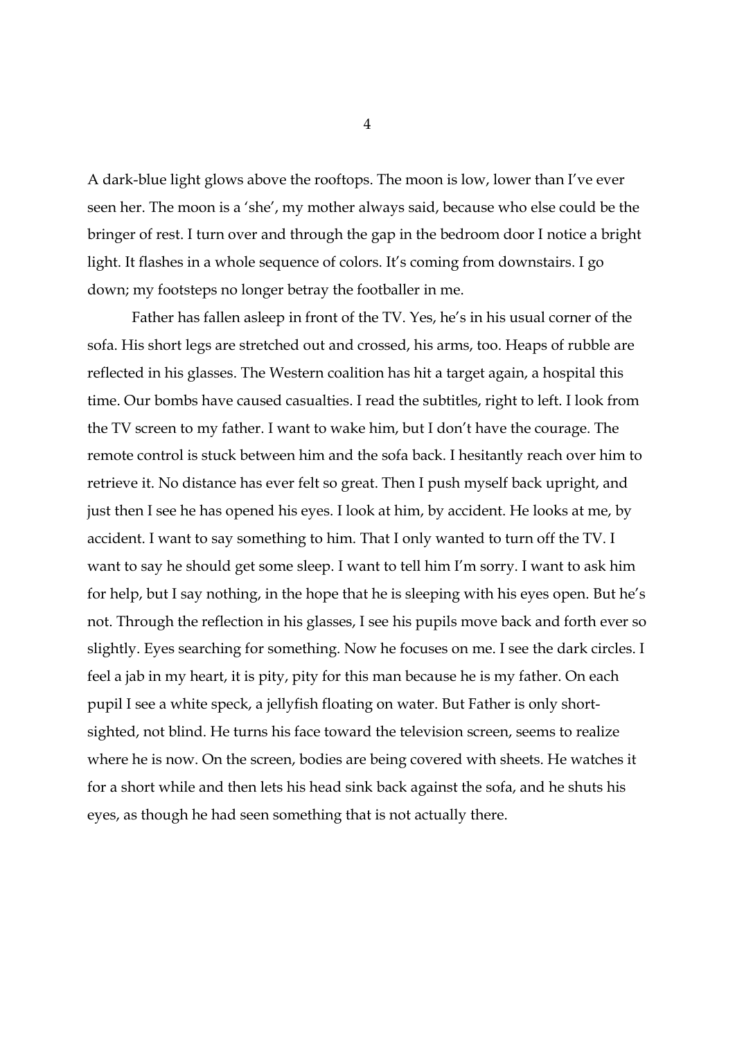A dark-blue light glows above the rooftops. The moon is low, lower than I've ever seen her. The moon is a 'she', my mother always said, because who else could be the bringer of rest. I turn over and through the gap in the bedroom door I notice a bright light. It flashes in a whole sequence of colors. It's coming from downstairs. I go down; my footsteps no longer betray the footballer in me.

Father has fallen asleep in front of the TV. Yes, he's in his usual corner of the sofa. His short legs are stretched out and crossed, his arms, too. Heaps of rubble are reflected in his glasses. The Western coalition has hit a target again, a hospital this time. Our bombs have caused casualties. I read the subtitles, right to left. I look from the TV screen to my father. I want to wake him, but I don't have the courage. The remote control is stuck between him and the sofa back. I hesitantly reach over him to retrieve it. No distance has ever felt so great. Then I push myself back upright, and just then I see he has opened his eyes. I look at him, by accident. He looks at me, by accident. I want to say something to him. That I only wanted to turn off the TV. I want to say he should get some sleep. I want to tell him I'm sorry. I want to ask him for help, but I say nothing, in the hope that he is sleeping with his eyes open. But he's not. Through the reflection in his glasses, I see his pupils move back and forth ever so slightly. Eyes searching for something. Now he focuses on me. I see the dark circles. I feel a jab in my heart, it is pity, pity for this man because he is my father. On each pupil I see a white speck, a jellyfish floating on water. But Father is only short-sighted, not blind. He turns his face toward the television screen, seems to realize where he is now. On the screen, bodies are being covered with sheets. He watches it for a short while and then lets his head sink back against the sofa, and he shuts his eyes, as though he had seen something that is not actually there.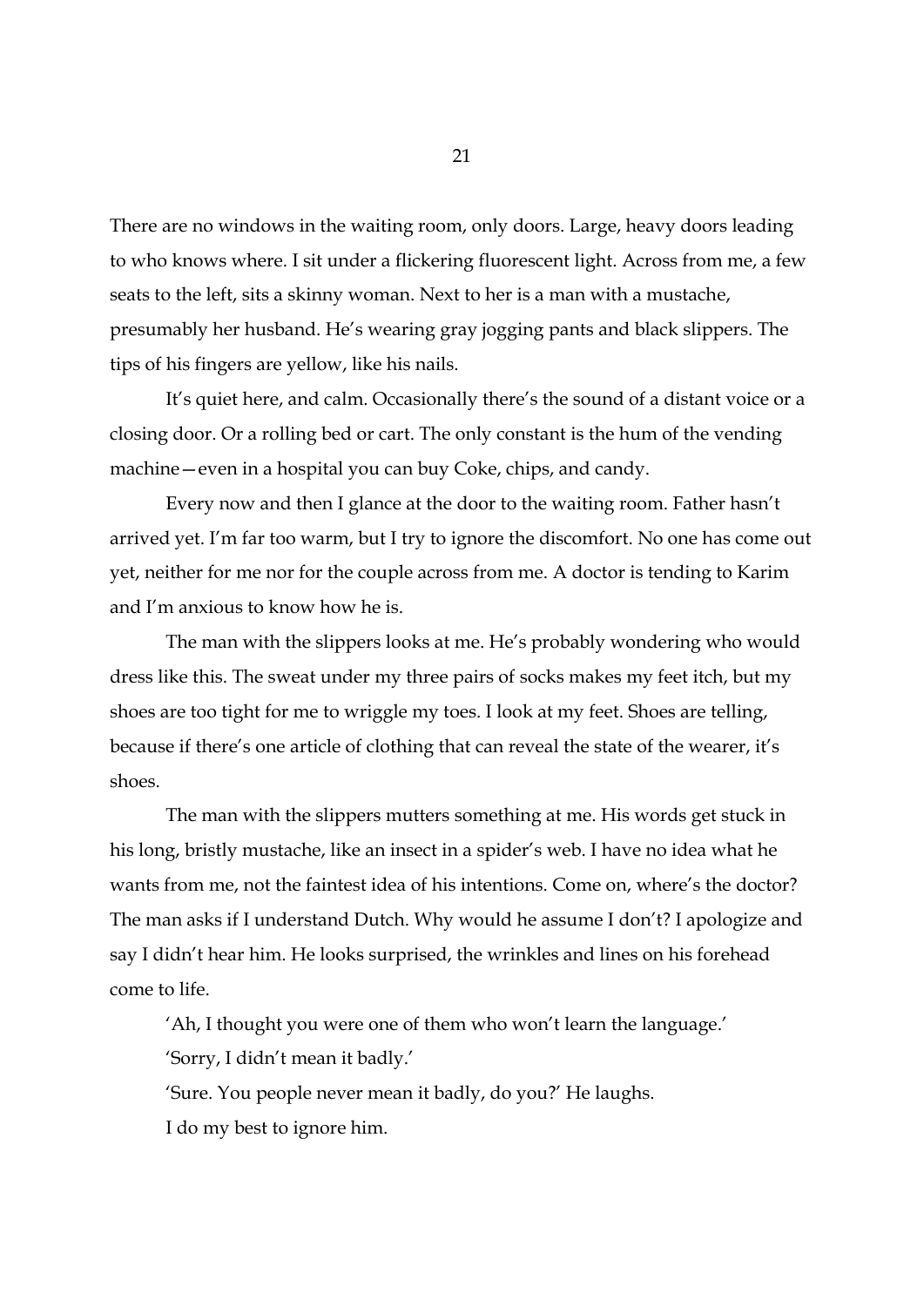There are no windows in the waiting room, only doors. Large, heavy doors leading to who knows where. I sit under a flickering fluorescent light. Across from me, a few seats to the left, sits a skinny woman. Next to her is a man with a mustache, presumably her husband. He's wearing gray jogging pants and black slippers. The tips of his fingers are yellow, like his nails.

It's quiet here, and calm. Occasionally there's the sound of a distant voice or a closing door. Or a rolling bed or cart. The only constant is the hum of the vending machine—even in a hospital you can buy Coke, chips, and candy.

Every now and then I glance at the door to the waiting room. Father hasn't arrived yet. I'm far too warm, but I try to ignore the discomfort. No one has come out yet, neither for me nor for the couple across from me. A doctor is tending to Karim and I'm anxious to know how he is.

The man with the slippers looks at me. He's probably wondering who would dress like this. The sweat under my three pairs of socks makes my feet itch, but my shoes are too tight for me to wriggle my toes. I look at my feet. Shoes are telling, because if there's one article of clothing that can reveal the state of the wearer, it's shoes.

The man with the slippers mutters something at me. His words get stuck in his long, bristly mustache, like an insect in a spider's web. I have no idea what he wants from me, not the faintest idea of his intentions. Come on, where's the doctor? The man asks if I understand Dutch. Why would he assume I don't? I apologize and say I didn't hear him. He looks surprised, the wrinkles and lines on his forehead come to life.

'Ah, I thought you were one of them who won't learn the language.'

'Sorry, I didn't mean it badly.'

'Sure. You people never mean it badly, do you?' He laughs.

I do my best to ignore him.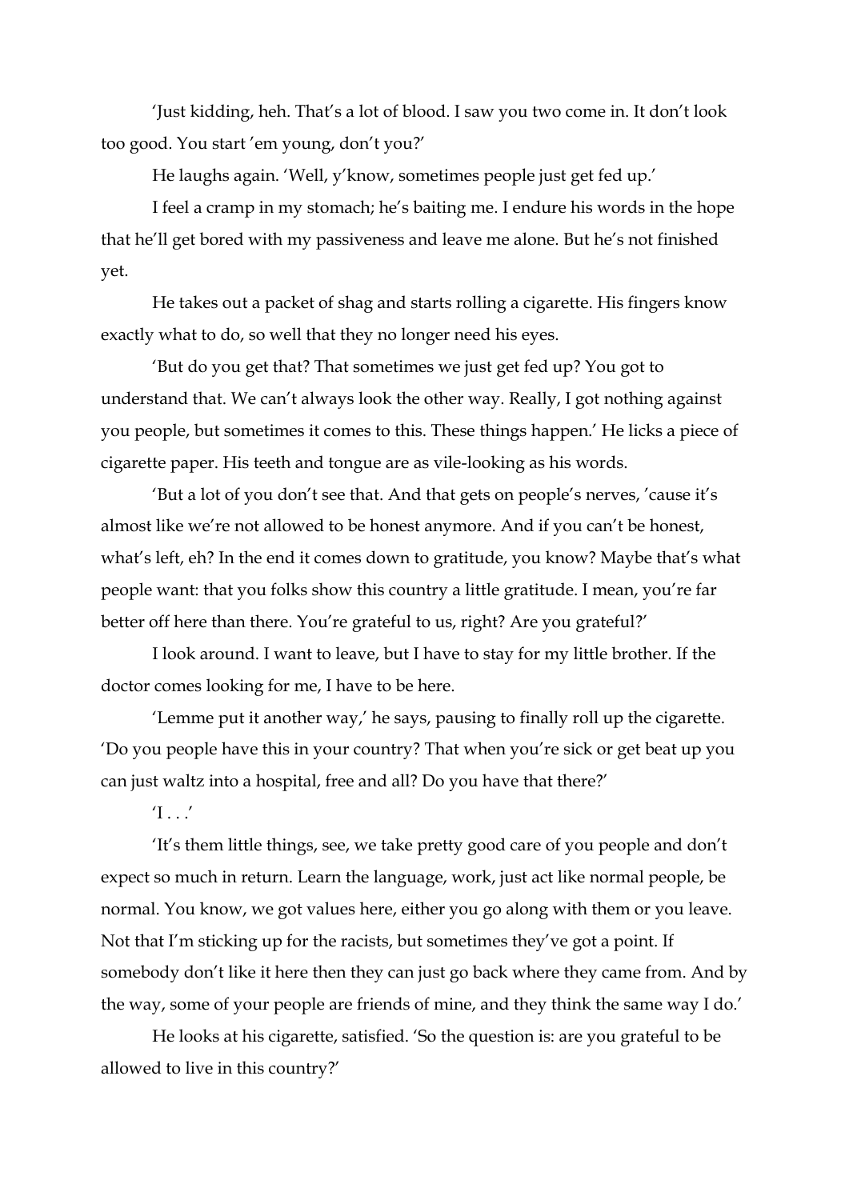'Just kidding, heh. That's a lot of blood. I saw you two come in. It don't look too good. You start 'em young, don't you?'

He laughs again. 'Well, y'know, sometimes people just get fed up.'

I feel a cramp in my stomach; he's baiting me. I endure his words in the hope that he'll get bored with my passiveness and leave me alone. But he's not finished yet.

He takes out a packet of shag and starts rolling a cigarette. His fingers know exactly what to do, so well that they no longer need his eyes.

'But do you get that? That sometimes we just get fed up? You got to understand that. We can't always look the other way. Really, I got nothing against you people, but sometimes it comes to this. These things happen.' He licks a piece of cigarette paper. His teeth and tongue are as vile-looking as his words.

'But a lot of you don't see that. And that gets on people's nerves, 'cause it's almost like we're not allowed to be honest anymore. And if you can't be honest, what's left, eh? In the end it comes down to gratitude, you know? Maybe that's what people want: that you folks show this country a little gratitude. I mean, you're far better off here than there. You're grateful to us, right? Are you grateful?'

I look around. I want to leave, but I have to stay for my little brother. If the doctor comes looking for me, I have to be here.

'Lemme put it another way,' he says, pausing to finally roll up the cigarette. 'Do you people have this in your country? That when you're sick or get beat up you can just waltz into a hospital, free and all? Do you have that there?'

'I . . .'

'It's them little things, see, we take pretty good care of you people and don't expect so much in return. Learn the language, work, just act like normal people, be normal. You know, we got values here, either you go along with them or you leave. Not that I'm sticking up for the racists, but sometimes they've got a point. If somebody don't like it here then they can just go back where they came from. And by the way, some of your people are friends of mine, and they think the same way I do.'

He looks at his cigarette, satisfied. 'So the question is: are you grateful to be allowed to live in this country?'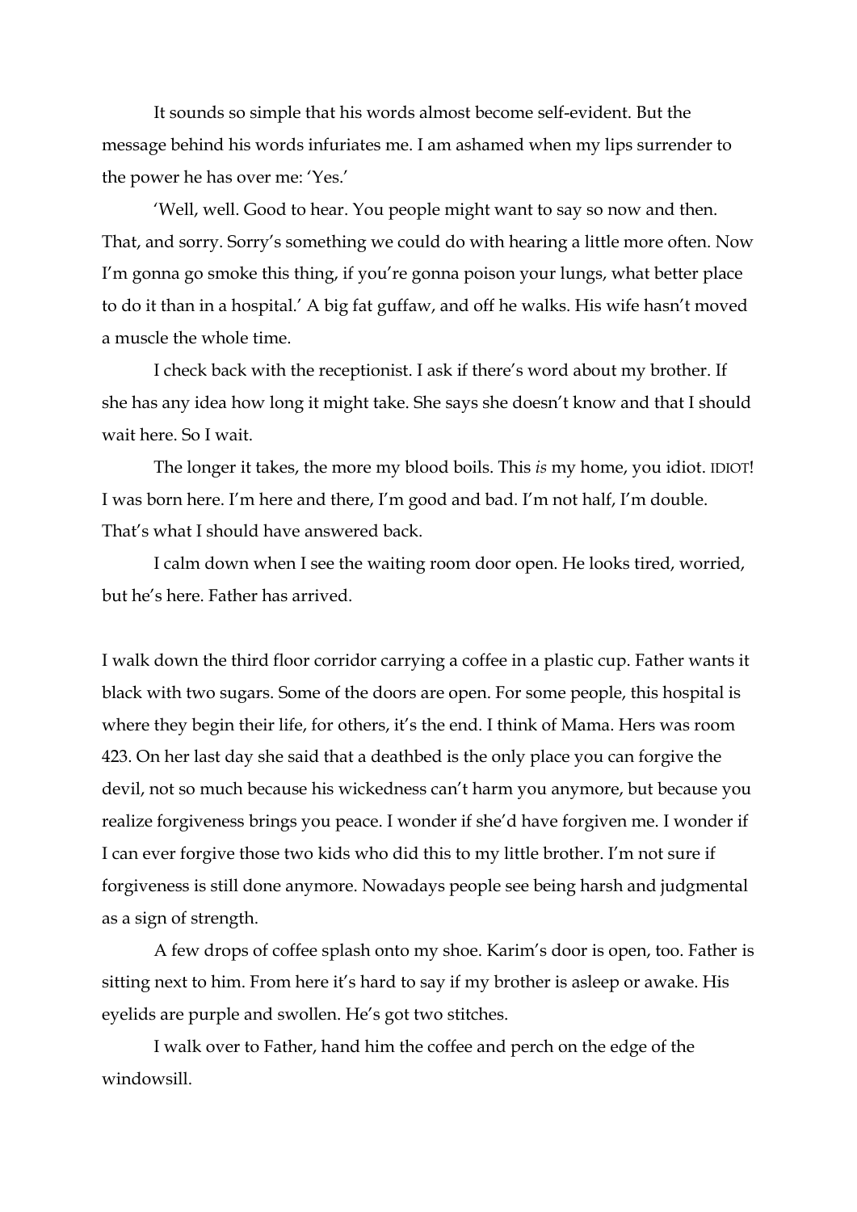It sounds so simple that his words almost become self-evident. But the message behind his words infuriates me. I am ashamed when my lips surrender to the power he has over me: 'Yes.'

'Well, well. Good to hear. You people might want to say so now and then. That, and sorry. Sorry's something we could do with hearing a little more often. Now I'm gonna go smoke this thing, if you're gonna poison your lungs, what better place to do it than in a hospital.' A big fat guffaw, and off he walks. His wife hasn't moved a muscle the whole time.

I check back with the receptionist. I ask if there's word about my brother. If she has any idea how long it might take. She says she doesn't know and that I should wait here. So I wait.

The longer it takes, the more my blood boils. This *is* my home, you idiot. IDIOT! I was born here. I'm here and there, I'm good and bad. I'm not half, I'm double. That's what I should have answered back.

I calm down when I see the waiting room door open. He looks tired, worried, but he's here. Father has arrived.

I walk down the third floor corridor carrying a coffee in a plastic cup. Father wants it black with two sugars. Some of the doors are open. For some people, this hospital is where they begin their life, for others, it's the end. I think of Mama. Hers was room 423. On her last day she said that a deathbed is the only place you can forgive the devil, not so much because his wickedness can't harm you anymore, but because you realize forgiveness brings you peace. I wonder if she'd have forgiven me. I wonder if I can ever forgive those two kids who did this to my little brother. I'm not sure if forgiveness is still done anymore. Nowadays people see being harsh and judgmental as a sign of strength.

A few drops of coffee splash onto my shoe. Karim's door is open, too. Father is sitting next to him. From here it's hard to say if my brother is asleep or awake. His eyelids are purple and swollen. He's got two stitches.

I walk over to Father, hand him the coffee and perch on the edge of the windowsill.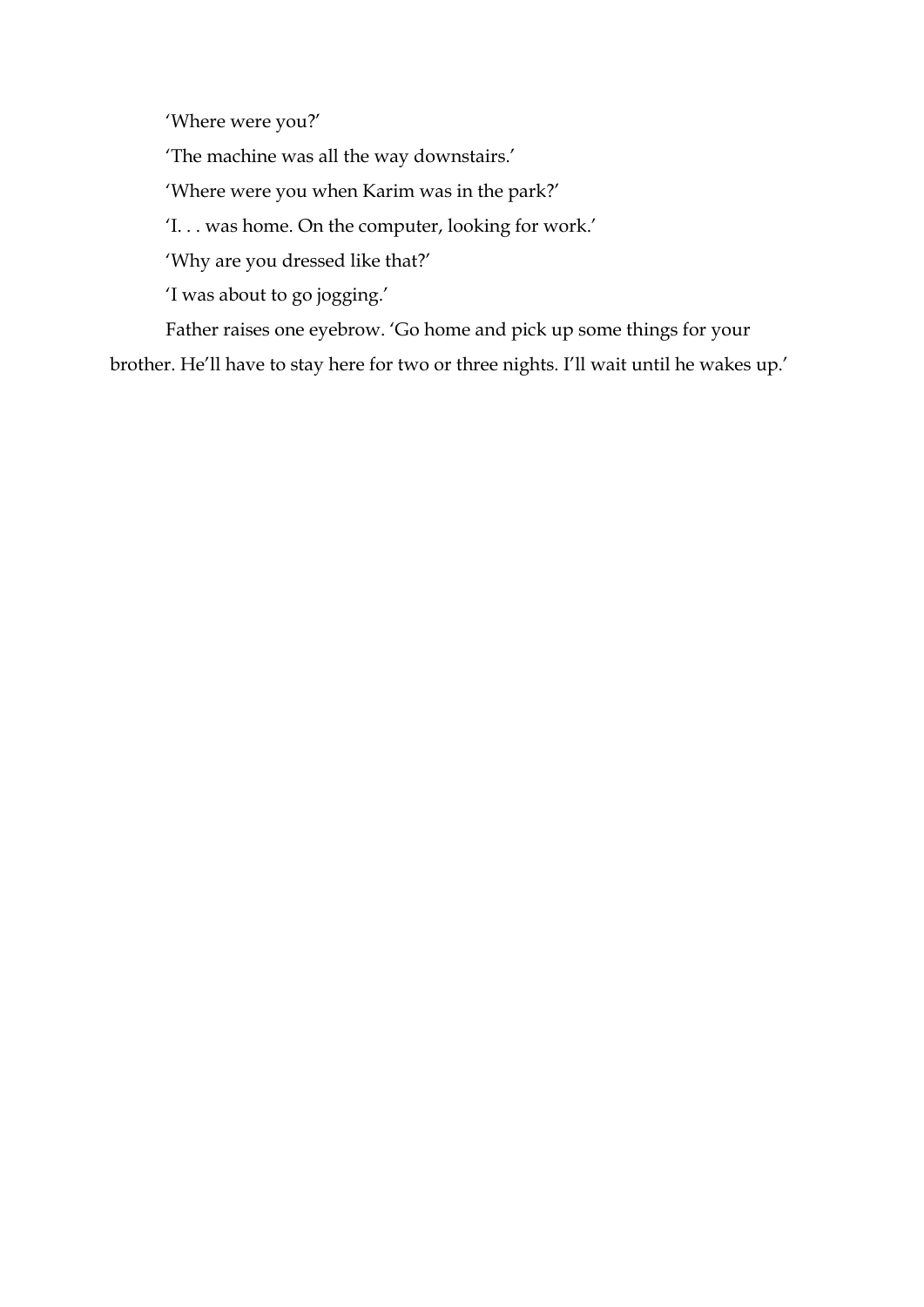'Where were you?'

'The machine was all the way downstairs.'

'Where were you when Karim was in the park?'

'I. . . was home. On the computer, looking for work.'

'Why are you dressed like that?'

'I was about to go jogging.'

Father raises one eyebrow. 'Go home and pick up some things for your brother. He'll have to stay here for two or three nights. I'll wait until he wakes up.'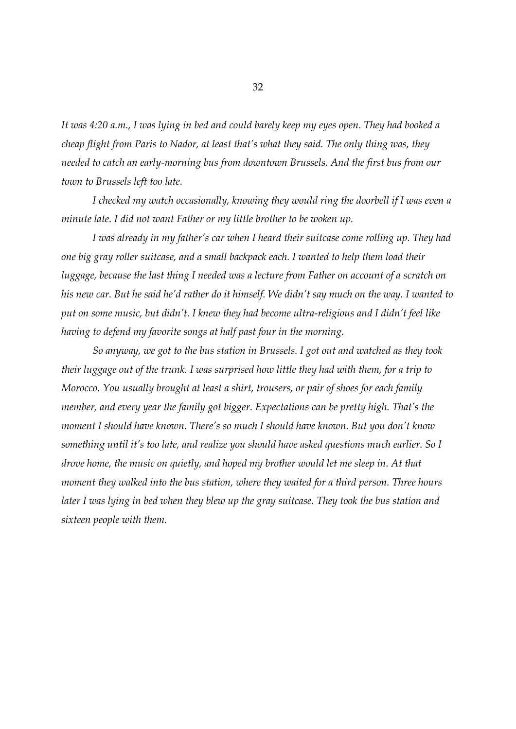*It was 4:20 a.m., I was lying in bed and could barely keep my eyes open. They had booked a cheap flight from Paris to Nador, at least that's what they said. The only thing was, they needed to catch an early-morning bus from downtown Brussels. And the first bus from our town to Brussels left too late.*

*I checked my watch occasionally, knowing they would ring the doorbell if I was even a minute late. I did not want Father or my little brother to be woken up.*

*I was already in my father's car when I heard their suitcase come rolling up. They had one big gray roller suitcase, and a small backpack each. I wanted to help them load their luggage, because the last thing I needed was a lecture from Father on account of a scratch on his new car. But he said he'd rather do it himself. We didn't say much on the way. I wanted to put on some music, but didn't. I knew they had become ultra-religious and I didn't feel like having to defend my favorite songs at half past four in the morning.*

*So anyway, we got to the bus station in Brussels. I got out and watched as they took their luggage out of the trunk. I was surprised how little they had with them, for a trip to Morocco. You usually brought at least a shirt, trousers, or pair of shoes for each family member, and every year the family got bigger. Expectations can be pretty high. That's the moment I should have known. There's so much I should have known. But you don't know something until it's too late, and realize you should have asked questions much earlier. So I drove home, the music on quietly, and hoped my brother would let me sleep in. At that moment they walked into the bus station, where they waited for a third person. Three hours later I was lying in bed when they blew up the gray suitcase. They took the bus station and sixteen people with them.*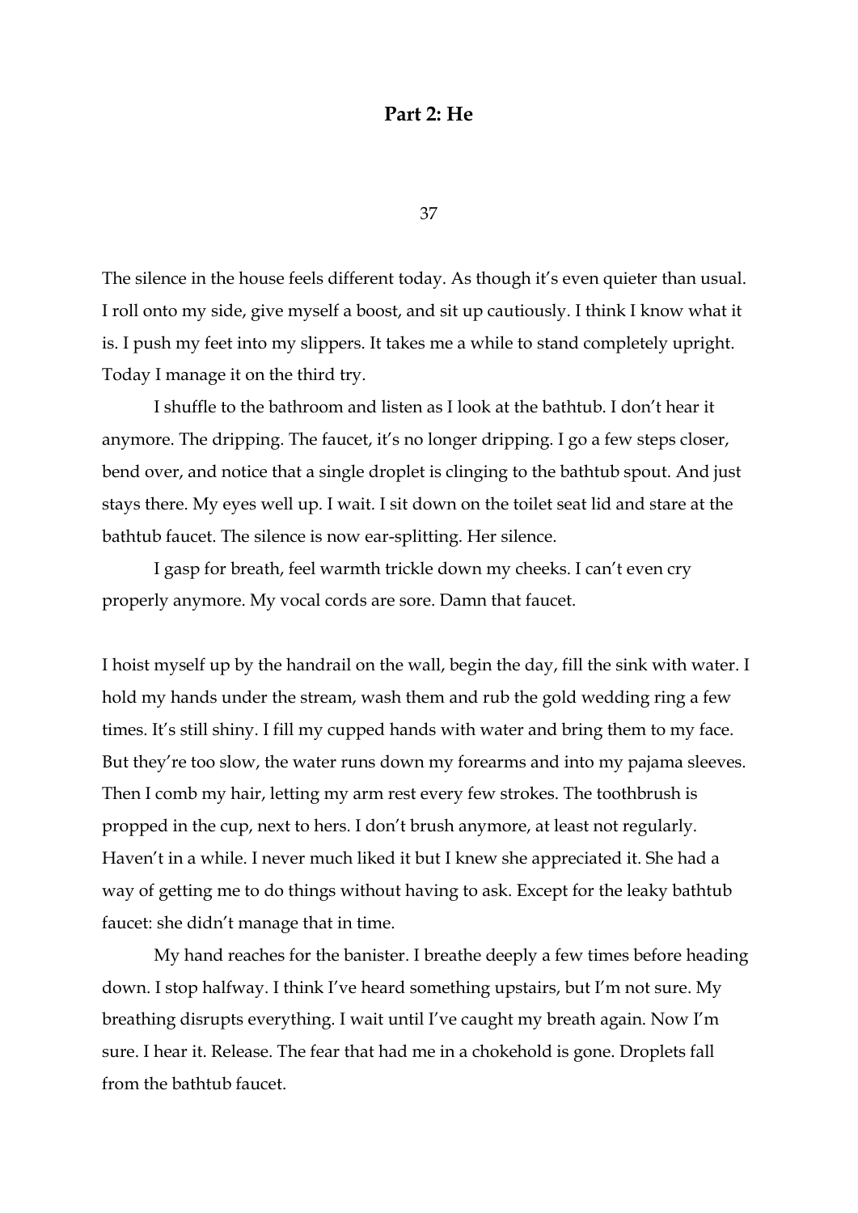## Part 2: He

### 37

The silence in the house feels different today. As though it's even quieter than usual. I roll onto my side, give myself a boost, and sit up cautiously. I think I know what it is. I push my feet into my slippers. It takes me a while to stand completely upright. Today I manage it on the third try.

I shuffle to the bathroom and listen as I look at the bathtub. I don't hear it anymore. The dripping. The faucet, it's no longer dripping. I go a few steps closer, bend over, and notice that a single droplet is clinging to the bathtub spout. And just stays there. My eyes well up. I wait. I sit down on the toilet seat lid and stare at the bathtub faucet. The silence is now ear-splitting. Her silence.

I gasp for breath, feel warmth trickle down my cheeks. I can't even cry properly anymore. My vocal cords are sore. Damn that faucet.

I hoist myself up by the handrail on the wall, begin the day, fill the sink with water. I hold my hands under the stream, wash them and rub the gold wedding ring a few times. It's still shiny. I fill my cupped hands with water and bring them to my face. But they're too slow, the water runs down my forearms and into my pajama sleeves. Then I comb my hair, letting my arm rest every few strokes. The toothbrush is propped in the cup, next to hers. I don't brush anymore, at least not regularly. Haven't in a while. I never much liked it but I knew she appreciated it. She had a way of getting me to do things without having to ask. Except for the leaky bathtub faucet: she didn't manage that in time.

My hand reaches for the banister. I breathe deeply a few times before heading down. I stop halfway. I think I've heard something upstairs, but I'm not sure. My breathing disrupts everything. I wait until I've caught my breath again. Now I'm sure. I hear it. Release. The fear that had me in a chokehold is gone. Droplets fall from the bathtub faucet.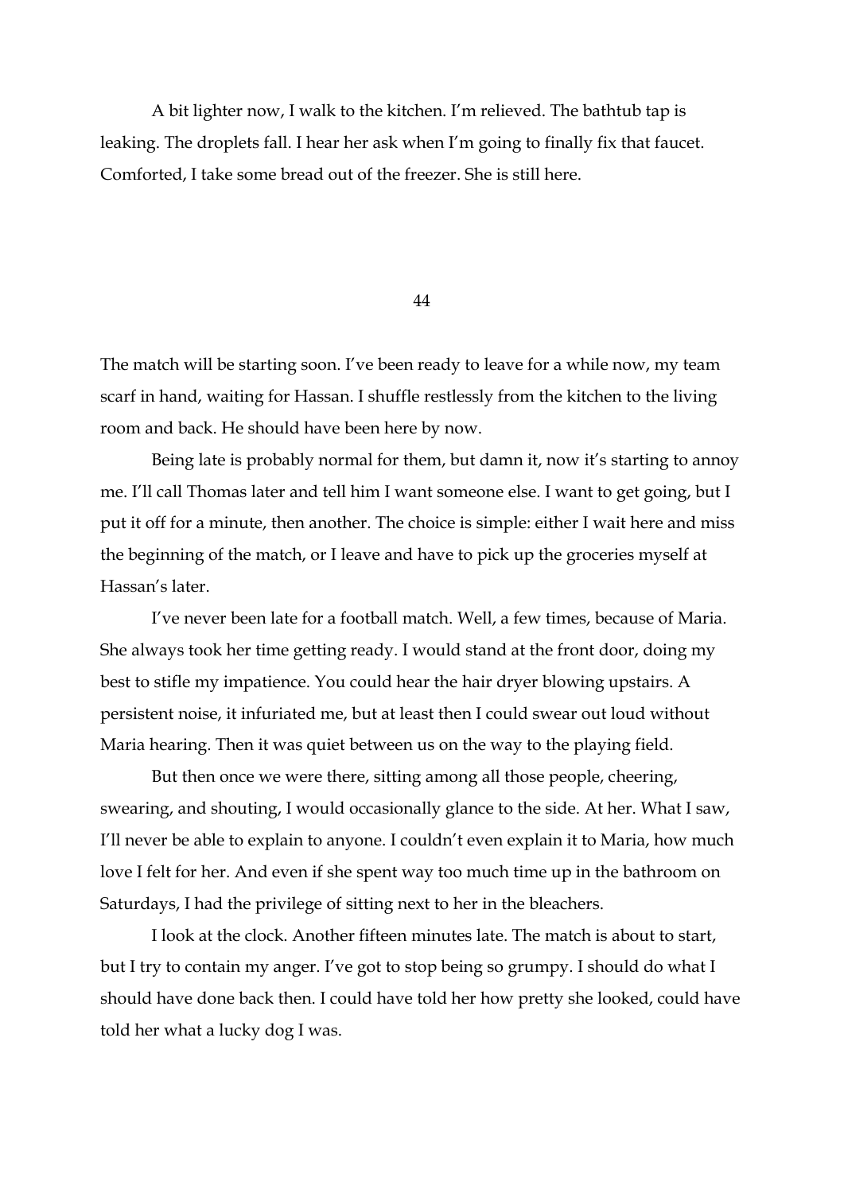A bit lighter now, I walk to the kitchen. I'm relieved. The bathtub tap is leaking. The droplets fall. I hear her ask when I'm going to finally fix that faucet. Comforted, I take some bread out of the freezer. She is still here.

## 44

The match will be starting soon. I've been ready to leave for a while now, my team scarf in hand, waiting for Hassan. I shuffle restlessly from the kitchen to the living room and back. He should have been here by now.

Being late is probably normal for them, but damn it, now it's starting to annoy me. I'll call Thomas later and tell him I want someone else. I want to get going, but I put it off for a minute, then another. The choice is simple: either I wait here and miss the beginning of the match, or I leave and have to pick up the groceries myself at Hassan's later.

I've never been late for a football match. Well, a few times, because of Maria. She always took her time getting ready. I would stand at the front door, doing my best to stifle my impatience. You could hear the hair dryer blowing upstairs. A persistent noise, it infuriated me, but at least then I could swear out loud without Maria hearing. Then it was quiet between us on the way to the playing field.

But then once we were there, sitting among all those people, cheering, swearing, and shouting, I would occasionally glance to the side. At her. What I saw, I'll never be able to explain to anyone. I couldn't even explain it to Maria, how much love I felt for her. And even if she spent way too much time up in the bathroom on Saturdays, I had the privilege of sitting next to her in the bleachers.

I look at the clock. Another fifteen minutes late. The match is about to start, but I try to contain my anger. I've got to stop being so grumpy. I should do what I should have done back then. I could have told her how pretty she looked, could have told her what a lucky dog I was.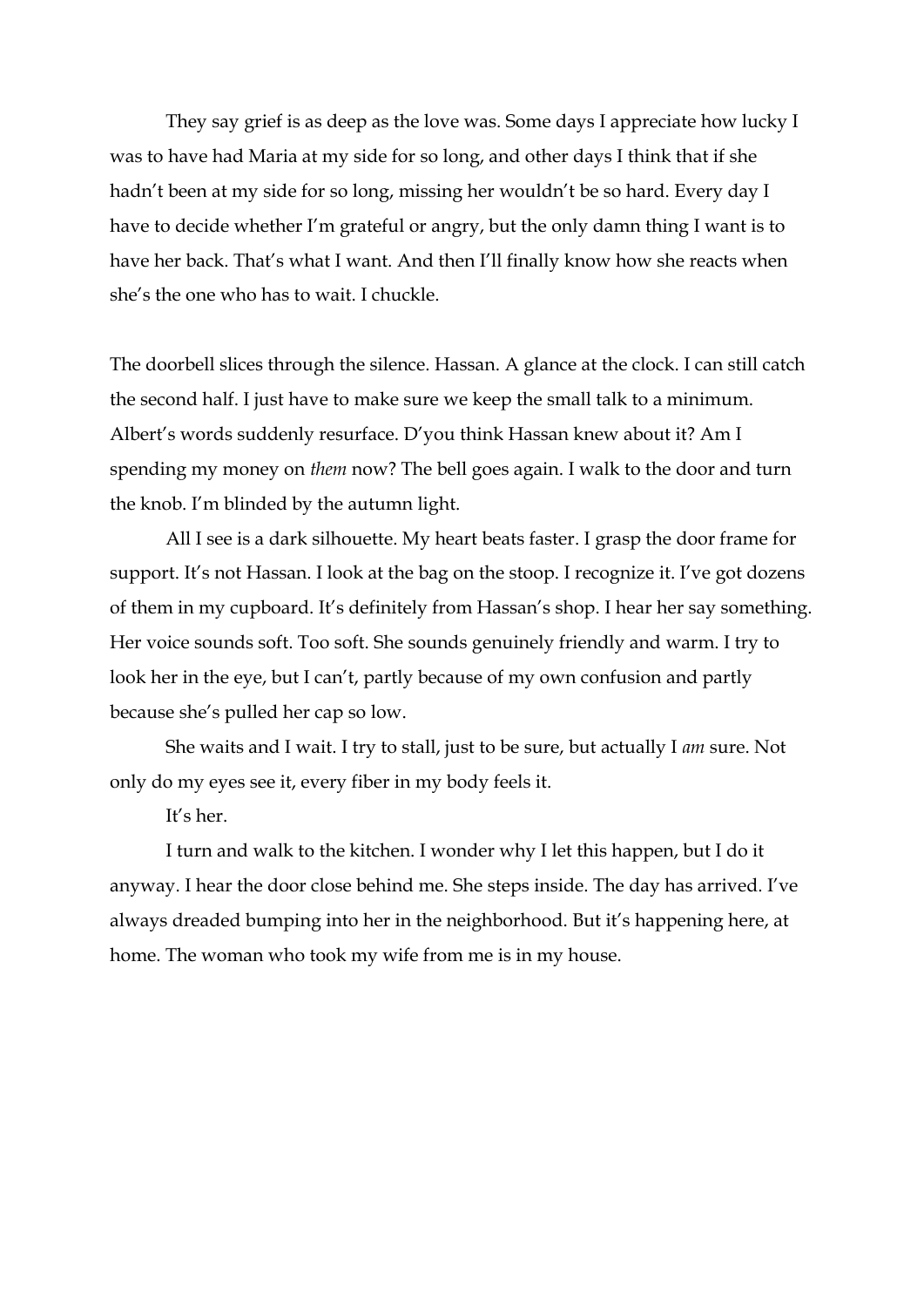They say grief is as deep as the love was. Some days I appreciate how lucky I was to have had Maria at my side for so long, and other days I think that if she hadn't been at my side for so long, missing her wouldn't be so hard. Every day I have to decide whether I'm grateful or angry, but the only damn thing I want is to have her back. That's what I want. And then I'll finally know how she reacts when she's the one who has to wait. I chuckle.

The doorbell slices through the silence. Hassan. A glance at the clock. I can still catch the second half. I just have to make sure we keep the small talk to a minimum. Albert's words suddenly resurface. D'you think Hassan knew about it? Am I spending my money on *them* now? The bell goes again. I walk to the door and turn the knob. I'm blinded by the autumn light.

All I see is a dark silhouette. My heart beats faster. I grasp the door frame for support. It's not Hassan. I look at the bag on the stoop. I recognize it. I've got dozens of them in my cupboard. It's definitely from Hassan's shop. I hear her say something. Her voice sounds soft. Too soft. She sounds genuinely friendly and warm. I try to look her in the eye, but I can't, partly because of my own confusion and partly because she's pulled her cap so low.

She waits and I wait. I try to stall, just to be sure, but actually I *am* sure. Not only do my eyes see it, every fiber in my body feels it.

It's her.

I turn and walk to the kitchen. I wonder why I let this happen, but I do it anyway. I hear the door close behind me. She steps inside. The day has arrived. I've always dreaded bumping into her in the neighborhood. But it's happening here, at home. The woman who took my wife from me is in my house.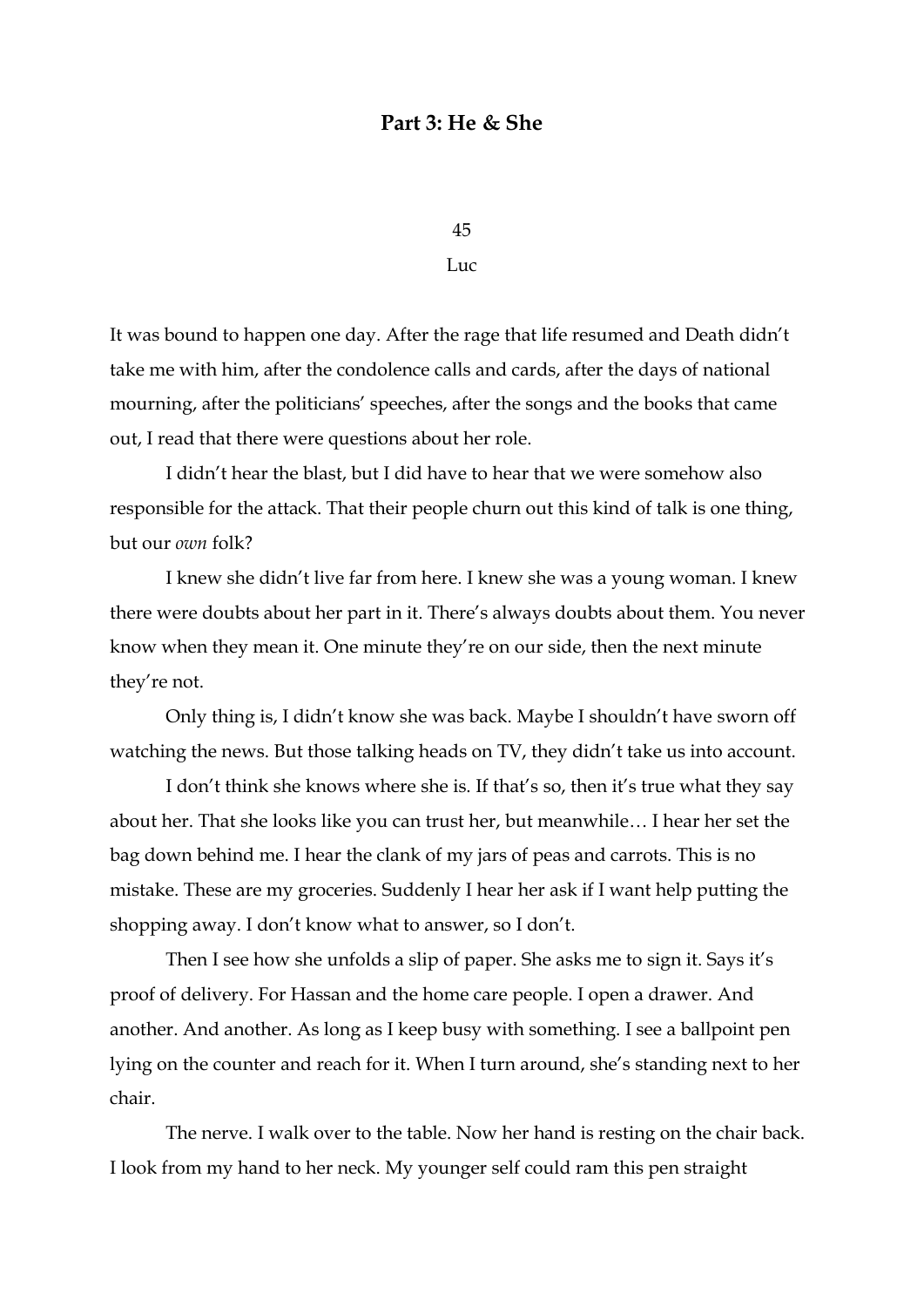## Part 3: He & She

45

Luc

It was bound to happen one day. After the rage that life resumed and Death didn't take me with him, after the condolence calls and cards, after the days of national mourning, after the politicians' speeches, after the songs and the books that came out, I read that there were questions about her role.

I didn't hear the blast, but I did have to hear that we were somehow also responsible for the attack. That their people churn out this kind of talk is one thing, but our *own* folk?

I knew she didn't live far from here. I knew she was a young woman. I knew there were doubts about her part in it. There's always doubts about them. You never know when they mean it. One minute they're on our side, then the next minute they're not.

Only thing is, I didn't know she was back. Maybe I shouldn't have sworn off watching the news. But those talking heads on TV, they didn't take us into account.

I don't think she knows where she is. If that's so, then it's true what they say about her. That she looks like you can trust her, but meanwhile… I hear her set the bag down behind me. I hear the clank of my jars of peas and carrots. This is no mistake. These are my groceries. Suddenly I hear her ask if I want help putting the shopping away. I don't know what to answer, so I don't.

Then I see how she unfolds a slip of paper. She asks me to sign it. Says it's proof of delivery. For Hassan and the home care people. I open a drawer. And another. And another. As long as I keep busy with something. I see a ballpoint pen lying on the counter and reach for it. When I turn around, she's standing next to her chair.

The nerve. I walk over to the table. Now her hand is resting on the chair back. I look from my hand to her neck. My younger self could ram this pen straight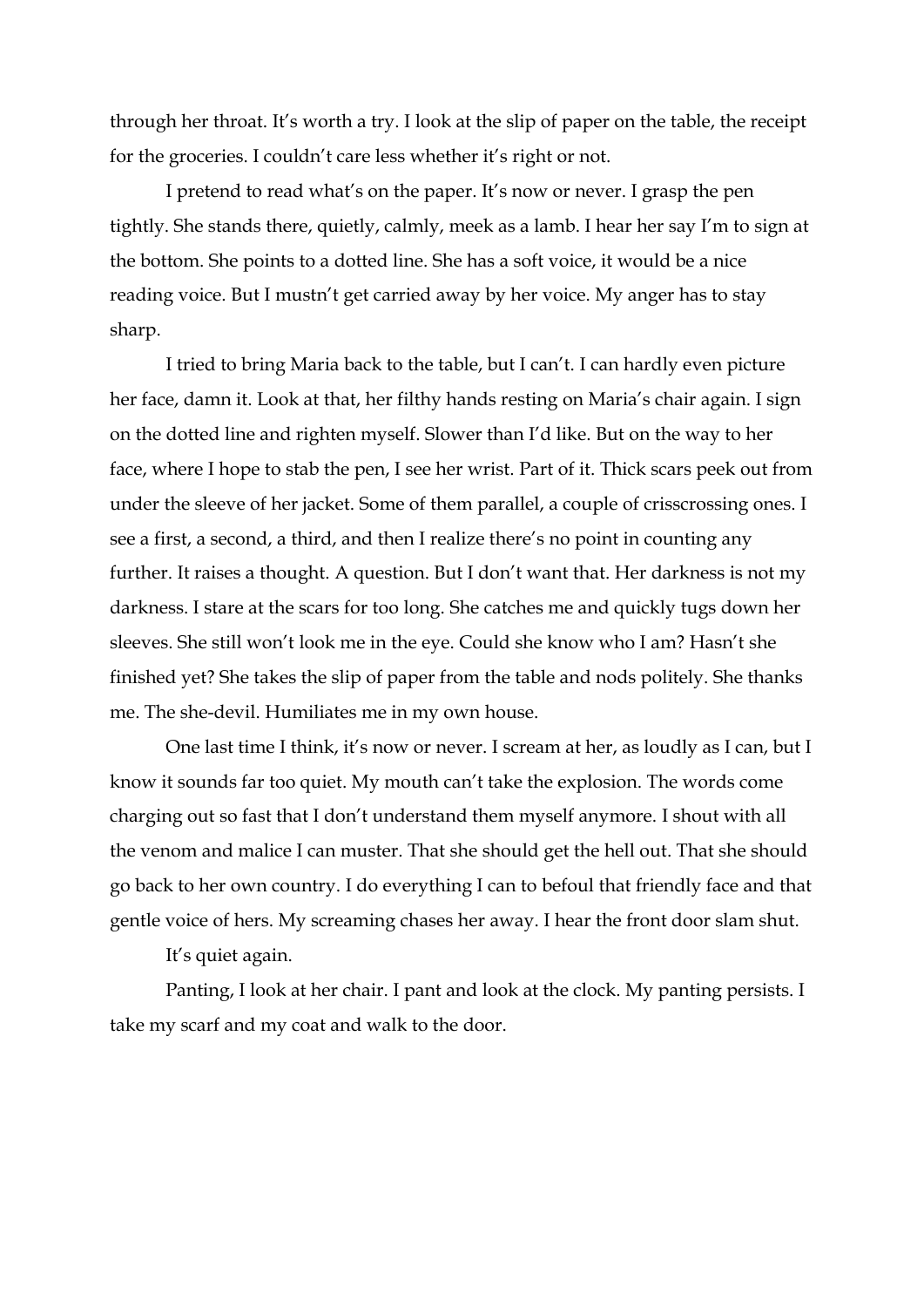through her throat. It's worth a try. I look at the slip of paper on the table, the receipt for the groceries. I couldn't care less whether it's right or not.

I pretend to read what's on the paper. It's now or never. I grasp the pen tightly. She stands there, quietly, calmly, meek as a lamb. I hear her say I'm to sign at the bottom. She points to a dotted line. She has a soft voice, it would be a nice reading voice. But I mustn't get carried away by her voice. My anger has to stay sharp.

I tried to bring Maria back to the table, but I can't. I can hardly even picture her face, damn it. Look at that, her filthy hands resting on Maria's chair again. I sign on the dotted line and righten myself. Slower than I'd like. But on the way to her face, where I hope to stab the pen, I see her wrist. Part of it. Thick scars peek out from under the sleeve of her jacket. Some of them parallel, a couple of crisscrossing ones. I see a first, a second, a third, and then I realize there's no point in counting any further. It raises a thought. A question. But I don't want that. Her darkness is not my darkness. I stare at the scars for too long. She catches me and quickly tugs down her sleeves. She still won't look me in the eye. Could she know who I am? Hasn't she finished yet? She takes the slip of paper from the table and nods politely. She thanks me. The she-devil. Humiliates me in my own house.

One last time I think, it's now or never. I scream at her, as loudly as I can, but I know it sounds far too quiet. My mouth can't take the explosion. The words come charging out so fast that I don't understand them myself anymore. I shout with all the venom and malice I can muster. That she should get the hell out. That she should go back to her own country. I do everything I can to befoul that friendly face and that gentle voice of hers. My screaming chases her away. I hear the front door slam shut.

It's quiet again.

Panting, I look at her chair. I pant and look at the clock. My panting persists. I take my scarf and my coat and walk to the door.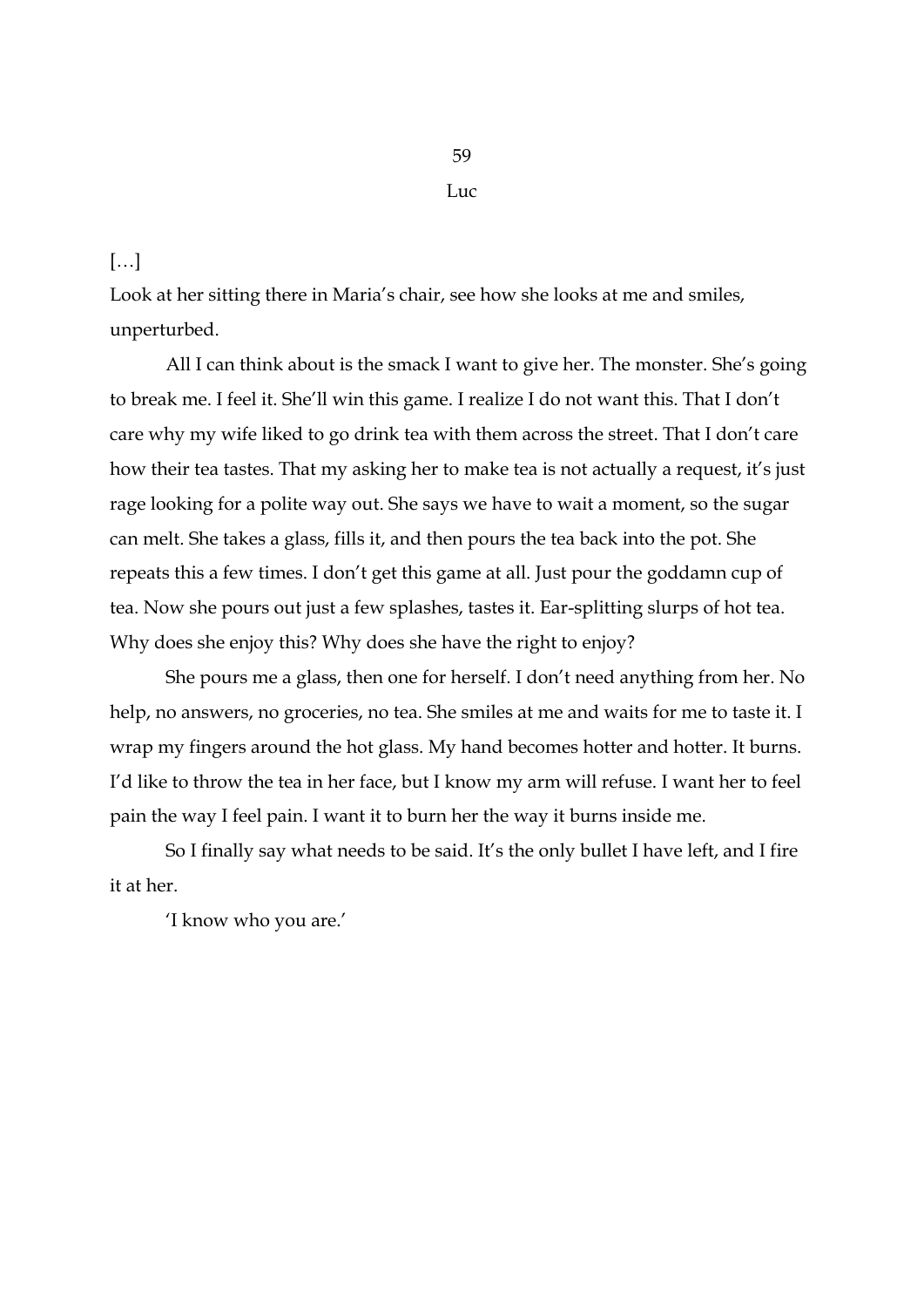59

Luc

[…]

Look at her sitting there in Maria's chair, see how she looks at me and smiles, unperturbed.

All I can think about is the smack I want to give her. The monster. She's going to break me. I feel it. She'll win this game. I realize I do not want this. That I don't care why my wife liked to go drink tea with them across the street. That I don't care how their tea tastes. That my asking her to make tea is not actually a request, it's just rage looking for a polite way out. She says we have to wait a moment, so the sugar can melt. She takes a glass, fills it, and then pours the tea back into the pot. She repeats this a few times. I don't get this game at all. Just pour the goddamn cup of tea. Now she pours out just a few splashes, tastes it. Ear-splitting slurps of hot tea. Why does she enjoy this? Why does she have the right to enjoy?

She pours me a glass, then one for herself. I don't need anything from her. No help, no answers, no groceries, no tea. She smiles at me and waits for me to taste it. I wrap my fingers around the hot glass. My hand becomes hotter and hotter. It burns. I'd like to throw the tea in her face, but I know my arm will refuse. I want her to feel pain the way I feel pain. I want it to burn her the way it burns inside me.

So I finally say what needs to be said. It's the only bullet I have left, and I fire it at her.

'I know who you are.'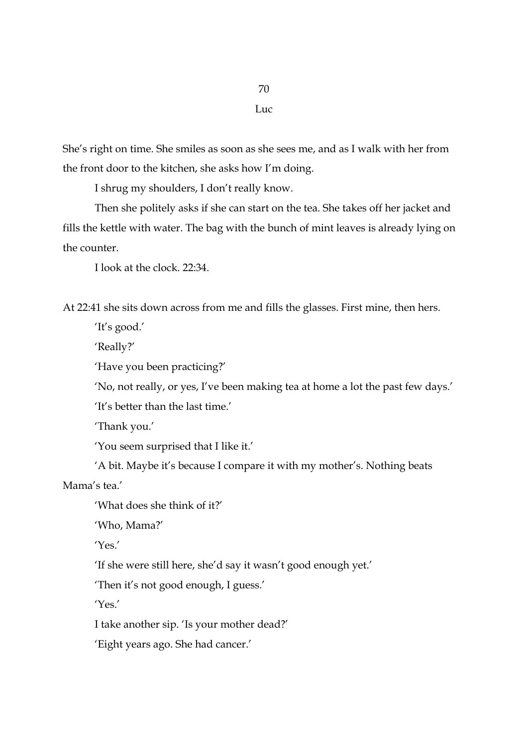# 70

## Luc

She's right on time. She smiles as soon as she sees me, and as I walk with her from the front door to the kitchen, she asks how I'm doing.

I shrug my shoulders, I don't really know.

Then she politely asks if she can start on the tea. She takes off her jacket and fills the kettle with water. The bag with the bunch of mint leaves is already lying on the counter.

I look at the clock. 22:34.

At 22:41 she sits down across from me and fills the glasses. First mine, then hers.

'It's good.'

'Really?'

'Have you been practicing?'

'No, not really, or yes, I've been making tea at home a lot the past few days.'

'It's better than the last time.'

'Thank you.'

'You seem surprised that I like it.'

'A bit. Maybe it's because I compare it with my mother's. Nothing beats Mama's tea.'

'What does she think of it?'

'Who, Mama?'

'Yes.'

'If she were still here, she'd say it wasn't good enough yet.'

'Then it's not good enough, I guess.'

'Yes.'

I take another sip. 'Is your mother dead?'

'Eight years ago. She had cancer.'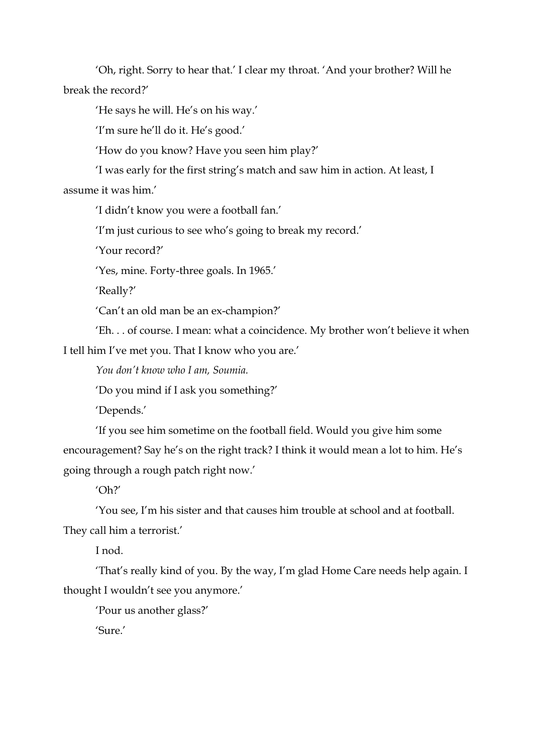'Oh, right. Sorry to hear that.' I clear my throat. 'And your brother? Will he break the record?'

'He says he will. He's on his way.'

'I'm sure he'll do it. He's good.'

'How do you know? Have you seen him play?'

'I was early for the first string's match and saw him in action. At least, I assume it was him.'

'I didn't know you were a football fan.'

'I'm just curious to see who's going to break my record.'

'Your record?'

'Yes, mine. Forty-three goals. In 1965.'

'Really?'

'Can't an old man be an ex-champion?'

'Eh. . . of course. I mean: what a coincidence. My brother won't believe it when I tell him I've met you. That I know who you are.'

*You don't know who I am, Soumia.*

'Do you mind if I ask you something?'

'Depends.'

'If you see him sometime on the football field. Would you give him some encouragement? Say he's on the right track? I think it would mean a lot to him. He's going through a rough patch right now.'

'Oh?'

'You see, I'm his sister and that causes him trouble at school and at football. They call him a terrorist.'

I nod.

'That's really kind of you. By the way, I'm glad Home Care needs help again. I thought I wouldn't see you anymore.'

'Pour us another glass?'

'Sure.'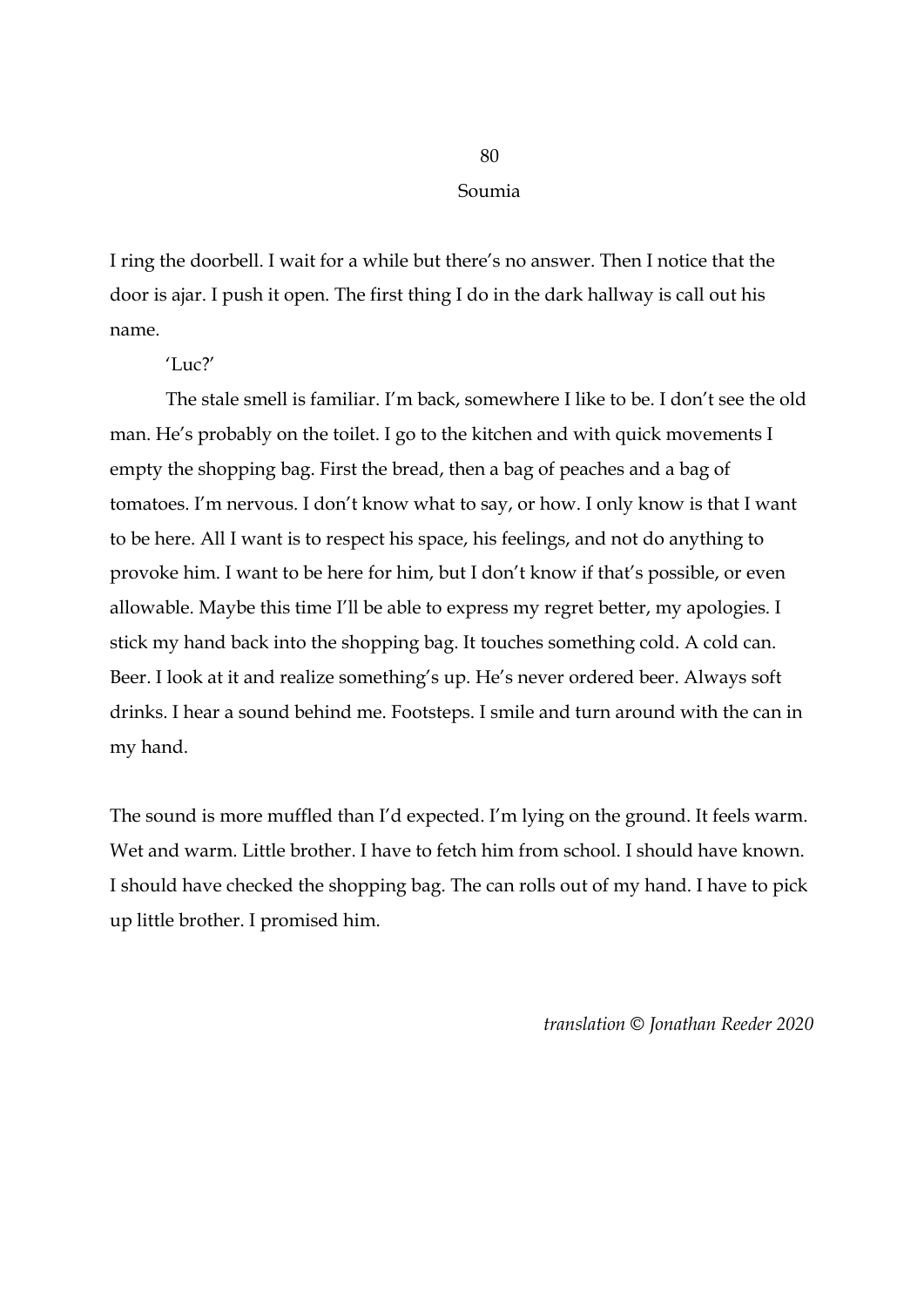## 80

## Soumia

I ring the doorbell. I wait for a while but there's no answer. Then I notice that the door is ajar. I push it open. The first thing I do in the dark hallway is call out his name.

'Luc?'

The stale smell is familiar. I'm back, somewhere I like to be. I don't see the old man. He's probably on the toilet. I go to the kitchen and with quick movements I empty the shopping bag. First the bread, then a bag of peaches and a bag of tomatoes. I'm nervous. I don't know what to say, or how. I only know is that I want to be here. All I want is to respect his space, his feelings, and not do anything to provoke him. I want to be here for him, but I don't know if that's possible, or even allowable. Maybe this time I'll be able to express my regret better, my apologies. I stick my hand back into the shopping bag. It touches something cold. A cold can. Beer. I look at it and realize something's up. He's never ordered beer. Always soft drinks. I hear a sound behind me. Footsteps. I smile and turn around with the can in my hand.

The sound is more muffled than I'd expected. I'm lying on the ground. It feels warm. Wet and warm. Little brother. I have to fetch him from school. I should have known. I should have checked the shopping bag. The can rolls out of my hand. I have to pick up little brother. I promised him.

*translation © Jonathan Reeder 2020*